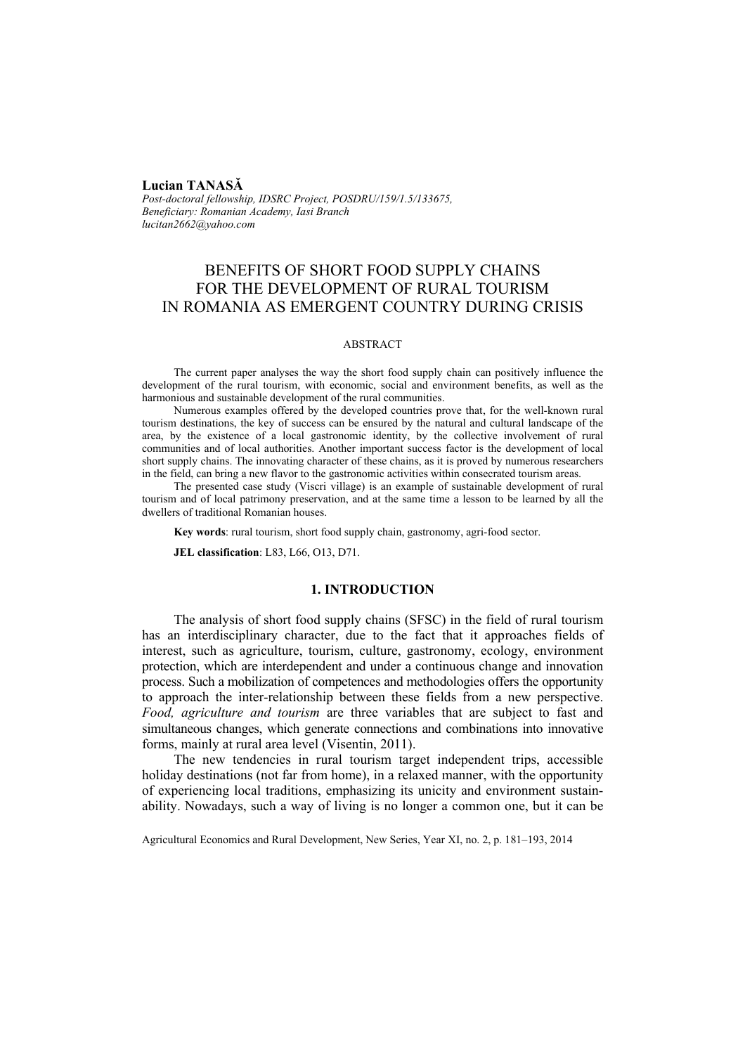**Lucian TANASĂ**

*Post-doctoral fellowship, IDSRC Project, POSDRU/159/1.5/133675,*
*Beneficiary: Romanian Academy, Iasi Branch*
*lucitan2662@yahoo.com*

# BENEFITS OF SHORT FOOD SUPPLY CHAINS FOR THE DEVELOPMENT OF RURAL TOURISM IN ROMANIA AS EMERGENT COUNTRY DURING CRISIS

## ABSTRACT

The current paper analyses the way the short food supply chain can positively influence the development of the rural tourism, with economic, social and environment benefits, as well as the harmonious and sustainable development of the rural communities.

Numerous examples offered by the developed countries prove that, for the well-known rural tourism destinations, the key of success can be ensured by the natural and cultural landscape of the area, by the existence of a local gastronomic identity, by the collective involvement of rural communities and of local authorities. Another important success factor is the development of local short supply chains. The innovating character of these chains, as it is proved by numerous researchers in the field, can bring a new flavor to the gastronomic activities within consecrated tourism areas.

The presented case study (Viscri village) is an example of sustainable development of rural tourism and of local patrimony preservation, and at the same time a lesson to be learned by all the dwellers of traditional Romanian houses.

**Key words**: rural tourism, short food supply chain, gastronomy, agri-food sector.

**JEL classification**: L83, L66, O13, D71.

## 1. INTRODUCTION

The analysis of short food supply chains (SFSC) in the field of rural tourism has an interdisciplinary character, due to the fact that it approaches fields of interest, such as agriculture, tourism, culture, gastronomy, ecology, environment protection, which are interdependent and under a continuous change and innovation process. Such a mobilization of competences and methodologies offers the opportunity to approach the inter-relationship between these fields from a new perspective. *Food, agriculture and tourism* are three variables that are subject to fast and simultaneous changes, which generate connections and combinations into innovative forms, mainly at rural area level (Visentin, 2011).

The new tendencies in rural tourism target independent trips, accessible holiday destinations (not far from home), in a relaxed manner, with the opportunity of experiencing local traditions, emphasizing its unicity and environment sustainability. Nowadays, such a way of living is no longer a common one, but it can be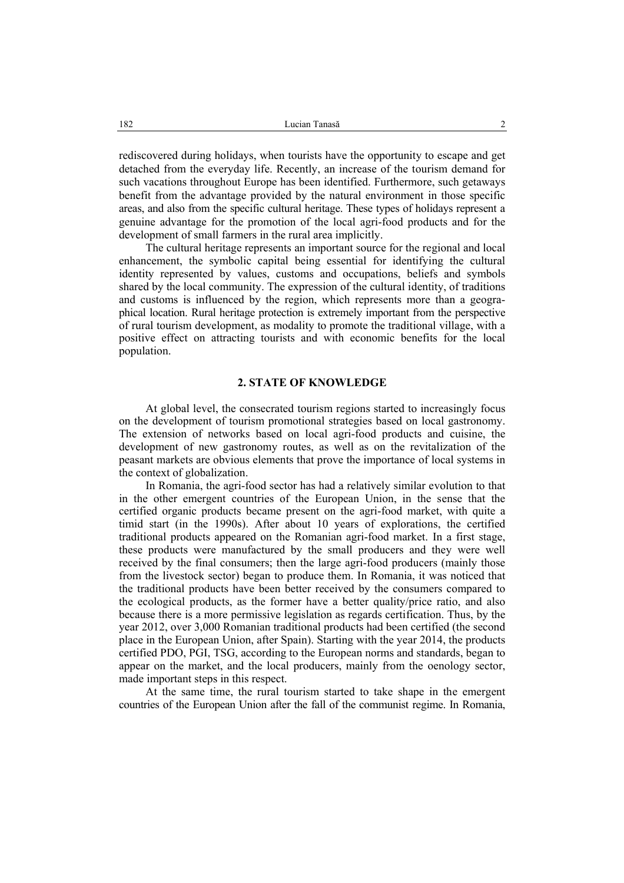rediscovered during holidays, when tourists have the opportunity to escape and get detached from the everyday life. Recently, an increase of the tourism demand for such vacations throughout Europe has been identified. Furthermore, such getaways benefit from the advantage provided by the natural environment in those specific areas, and also from the specific cultural heritage. These types of holidays represent a genuine advantage for the promotion of the local agri-food products and for the development of small farmers in the rural area implicitly.

The cultural heritage represents an important source for the regional and local enhancement, the symbolic capital being essential for identifying the cultural identity represented by values, customs and occupations, beliefs and symbols shared by the local community. The expression of the cultural identity, of traditions and customs is influenced by the region, which represents more than a geographical location. Rural heritage protection is extremely important from the perspective of rural tourism development, as modality to promote the traditional village, with a positive effect on attracting tourists and with economic benefits for the local population.

## 2. STATE OF KNOWLEDGE

At global level, the consecrated tourism regions started to increasingly focus on the development of tourism promotional strategies based on local gastronomy. The extension of networks based on local agri-food products and cuisine, the development of new gastronomy routes, as well as on the revitalization of the peasant markets are obvious elements that prove the importance of local systems in the context of globalization.

In Romania, the agri-food sector has had a relatively similar evolution to that in the other emergent countries of the European Union, in the sense that the certified organic products became present on the agri-food market, with quite a timid start (in the 1990s). After about 10 years of explorations, the certified traditional products appeared on the Romanian agri-food market. In a first stage, these products were manufactured by the small producers and they were well received by the final consumers; then the large agri-food producers (mainly those from the livestock sector) began to produce them. In Romania, it was noticed that the traditional products have been better received by the consumers compared to the ecological products, as the former have a better quality/price ratio, and also because there is a more permissive legislation as regards certification. Thus, by the year 2012, over 3,000 Romanian traditional products had been certified (the second place in the European Union, after Spain). Starting with the year 2014, the products certified PDO, PGI, TSG, according to the European norms and standards, began to appear on the market, and the local producers, mainly from the oenology sector, made important steps in this respect.

At the same time, the rural tourism started to take shape in the emergent countries of the European Union after the fall of the communist regime. In Romania,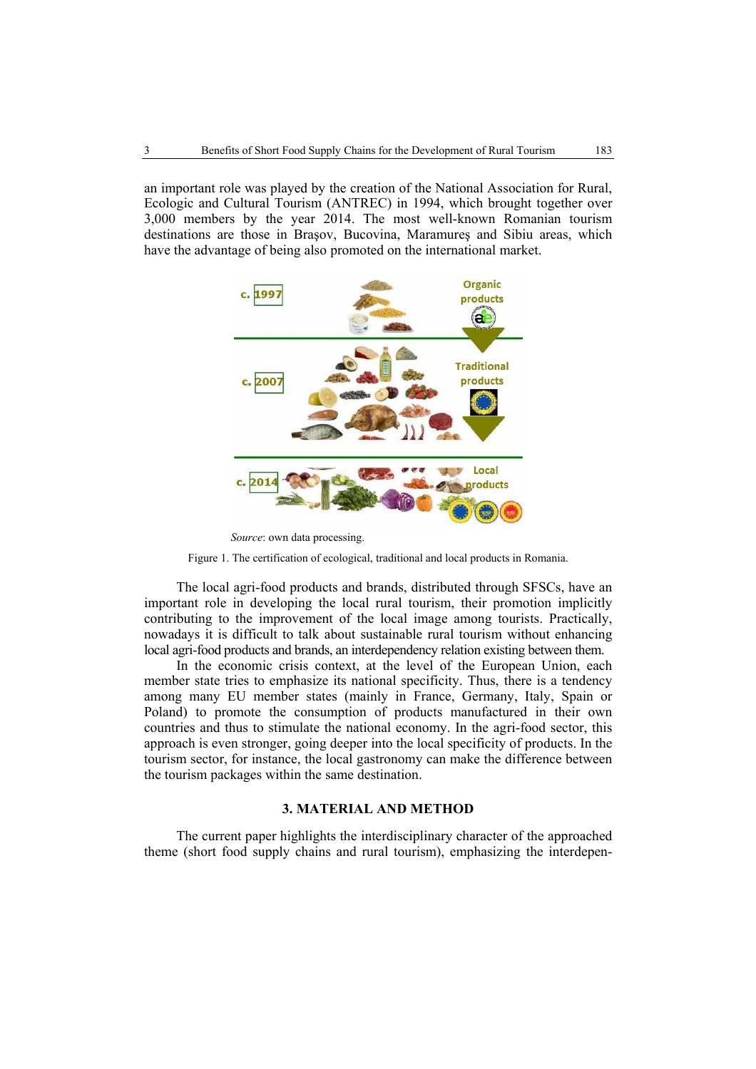an important role was played by the creation of the National Association for Rural, Ecologic and Cultural Tourism (ANTREC) in 1994, which brought together over 3,000 members by the year 2014. The most well-known Romanian tourism destinations are those in Braşov, Bucovina, Maramureş and Sibiu areas, which have the advantage of being also promoted on the international market.

*Source*: own data processing.

Figure 1. The certification of ecological, traditional and local products in Romania.

The local agri-food products and brands, distributed through SFSCs, have an important role in developing the local rural tourism, their promotion implicitly contributing to the improvement of the local image among tourists. Practically, nowadays it is difficult to talk about sustainable rural tourism without enhancing local agri-food products and brands, an interdependency relation existing between them.

In the economic crisis context, at the level of the European Union, each member state tries to emphasize its national specificity. Thus, there is a tendency among many EU member states (mainly in France, Germany, Italy, Spain or Poland) to promote the consumption of products manufactured in their own countries and thus to stimulate the national economy. In the agri-food sector, this approach is even stronger, going deeper into the local specificity of products. In the tourism sector, for instance, the local gastronomy can make the difference between the tourism packages within the same destination.

## 3. MATERIAL AND METHOD

The current paper highlights the interdisciplinary character of the approached theme (short food supply chains and rural tourism), emphasizing the interdepen-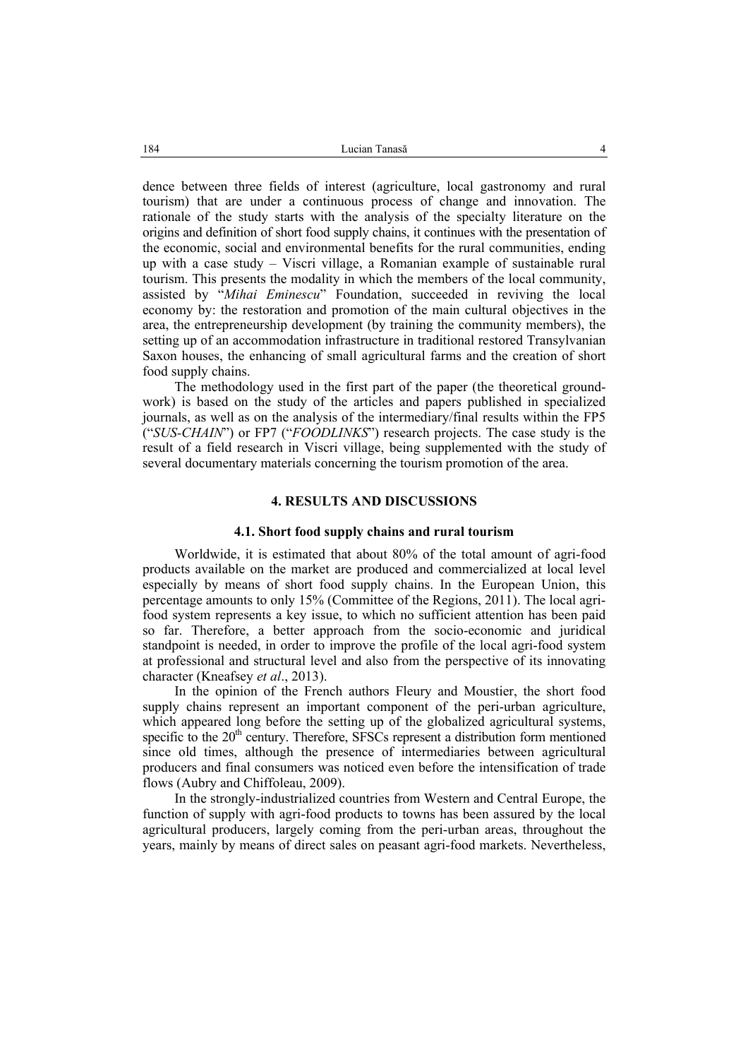dence between three fields of interest (agriculture, local gastronomy and rural tourism) that are under a continuous process of change and innovation. The rationale of the study starts with the analysis of the specialty literature on the origins and definition of short food supply chains, it continues with the presentation of the economic, social and environmental benefits for the rural communities, ending up with a case study – Viscri village, a Romanian example of sustainable rural tourism. This presents the modality in which the members of the local community, assisted by "*Mihai Eminescu*" Foundation, succeeded in reviving the local economy by: the restoration and promotion of the main cultural objectives in the area, the entrepreneurship development (by training the community members), the setting up of an accommodation infrastructure in traditional restored Transylvanian Saxon houses, the enhancing of small agricultural farms and the creation of short food supply chains.

The methodology used in the first part of the paper (the theoretical groundwork) is based on the study of the articles and papers published in specialized journals, as well as on the analysis of the intermediary/final results within the FP5 ("*SUS-CHAIN*") or FP7 ("*FOODLINKS*") research projects. The case study is the result of a field research in Viscri village, being supplemented with the study of several documentary materials concerning the tourism promotion of the area.

## 4. RESULTS AND DISCUSSIONS

### 4.1. Short food supply chains and rural tourism

Worldwide, it is estimated that about 80% of the total amount of agri-food products available on the market are produced and commercialized at local level especially by means of short food supply chains. In the European Union, this percentage amounts to only 15% (Committee of the Regions, 2011). The local agri-food system represents a key issue, to which no sufficient attention has been paid so far. Therefore, a better approach from the socio-economic and juridical standpoint is needed, in order to improve the profile of the local agri-food system at professional and structural level and also from the perspective of its innovating character (Kneafsey *et al*., 2013).

In the opinion of the French authors Fleury and Moustier, the short food supply chains represent an important component of the peri-urban agriculture, which appeared long before the setting up of the globalized agricultural systems, specific to the 20th century. Therefore, SFSCs represent a distribution form mentioned since old times, although the presence of intermediaries between agricultural producers and final consumers was noticed even before the intensification of trade flows (Aubry and Chiffoleau, 2009).

In the strongly-industrialized countries from Western and Central Europe, the function of supply with agri-food products to towns has been assured by the local agricultural producers, largely coming from the peri-urban areas, throughout the years, mainly by means of direct sales on peasant agri-food markets. Nevertheless,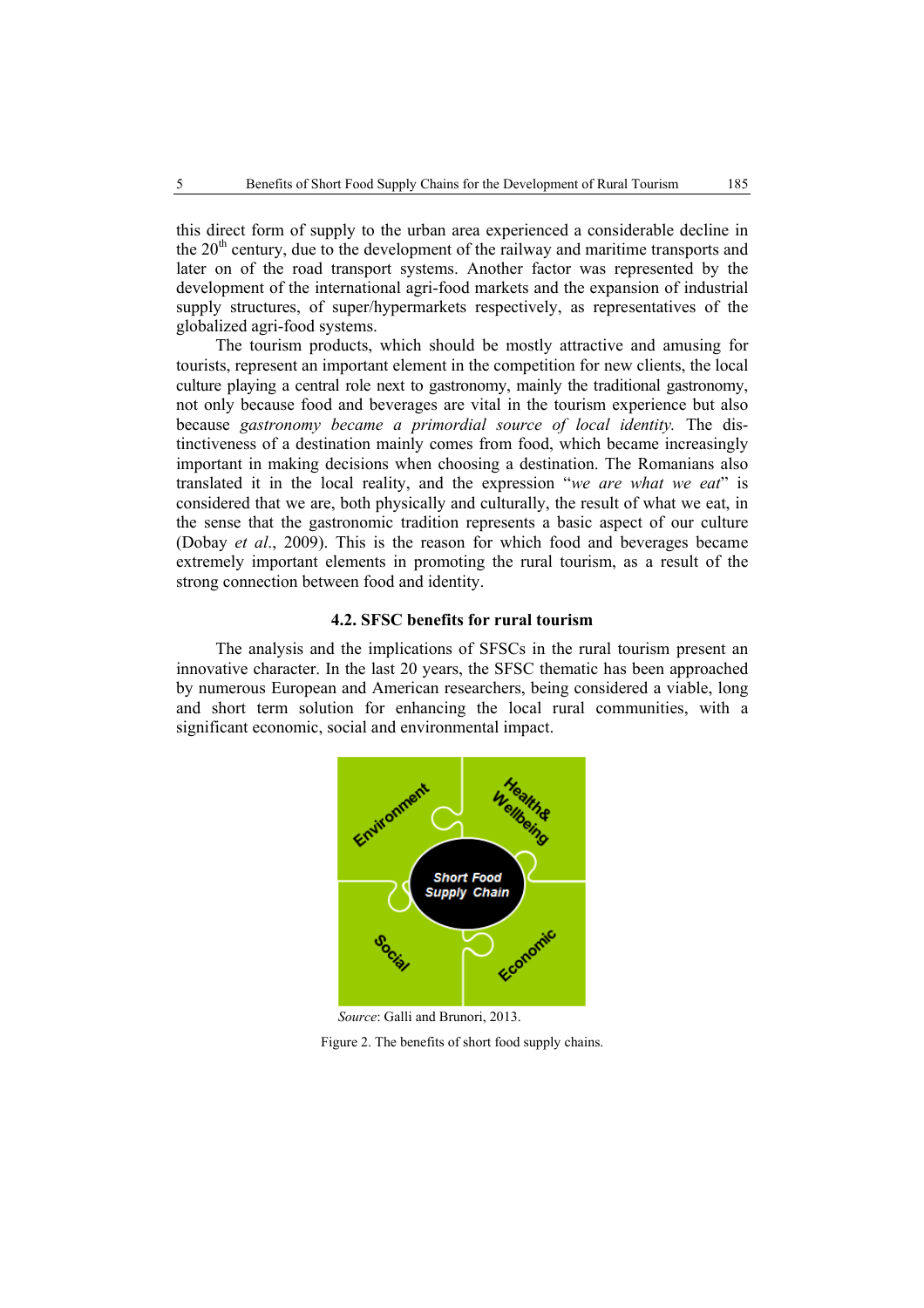this direct form of supply to the urban area experienced a considerable decline in the 20th century, due to the development of the railway and maritime transports and later on of the road transport systems. Another factor was represented by the development of the international agri-food markets and the expansion of industrial supply structures, of super/hypermarkets respectively, as representatives of the globalized agri-food systems.

The tourism products, which should be mostly attractive and amusing for tourists, represent an important element in the competition for new clients, the local culture playing a central role next to gastronomy, mainly the traditional gastronomy, not only because food and beverages are vital in the tourism experience but also because *gastronomy became a primordial source of local identity.* The distinctiveness of a destination mainly comes from food, which became increasingly important in making decisions when choosing a destination. The Romanians also translated it in the local reality, and the expression "*we are what we eat*" is considered that we are, both physically and culturally, the result of what we eat, in the sense that the gastronomic tradition represents a basic aspect of our culture (Dobay *et al*., 2009). This is the reason for which food and beverages became extremely important elements in promoting the rural tourism, as a result of the strong connection between food and identity.

### 4.2. SFSC benefits for rural tourism

The analysis and the implications of SFSCs in the rural tourism present an innovative character. In the last 20 years, the SFSC thematic has been approached by numerous European and American researchers, being considered a viable, long and short term solution for enhancing the local rural communities, with a significant economic, social and environmental impact.

*Source*: Galli and Brunori, 2013.

Figure 2. The benefits of short food supply chains.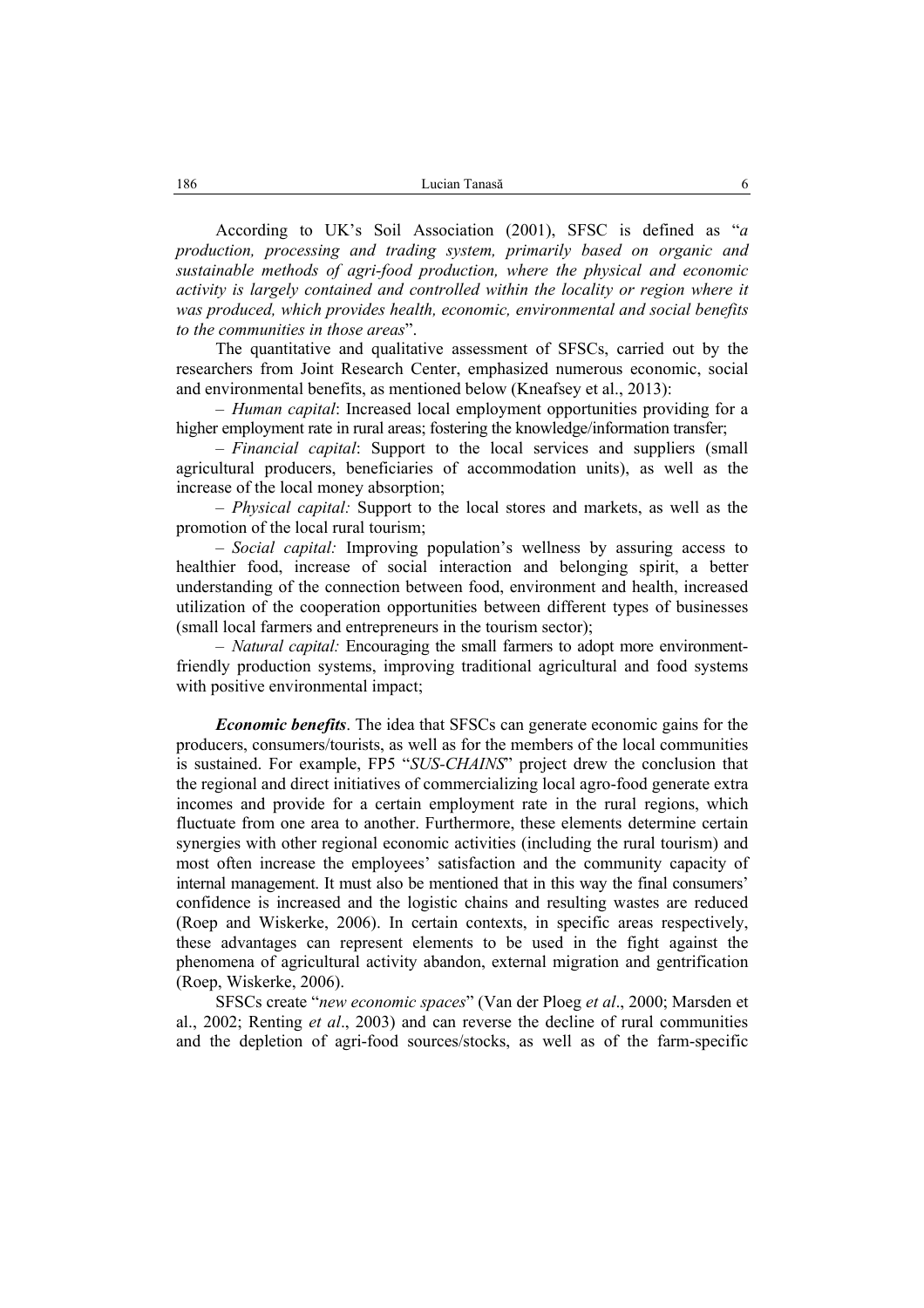According to UK's Soil Association (2001), SFSC is defined as "*a production, processing and trading system, primarily based on organic and sustainable methods of agri-food production, where the physical and economic activity is largely contained and controlled within the locality or region where it was produced, which provides health, economic, environmental and social benefits to the communities in those areas*".

The quantitative and qualitative assessment of SFSCs, carried out by the researchers from Joint Research Center, emphasized numerous economic, social and environmental benefits, as mentioned below (Kneafsey et al., 2013):

– *Human capital*: Increased local employment opportunities providing for a higher employment rate in rural areas; fostering the knowledge/information transfer;

– *Financial capital*: Support to the local services and suppliers (small agricultural producers, beneficiaries of accommodation units), as well as the increase of the local money absorption;

– *Physical capital:* Support to the local stores and markets, as well as the promotion of the local rural tourism;

– *Social capital:* Improving population's wellness by assuring access to healthier food, increase of social interaction and belonging spirit, a better understanding of the connection between food, environment and health, increased utilization of the cooperation opportunities between different types of businesses (small local farmers and entrepreneurs in the tourism sector);

– *Natural capital:* Encouraging the small farmers to adopt more environment-friendly production systems, improving traditional agricultural and food systems with positive environmental impact;

***Economic benefits***. The idea that SFSCs can generate economic gains for the producers, consumers/tourists, as well as for the members of the local communities is sustained. For example, FP5 "*SUS-CHAINS*" project drew the conclusion that the regional and direct initiatives of commercializing local agro-food generate extra incomes and provide for a certain employment rate in the rural regions, which fluctuate from one area to another. Furthermore, these elements determine certain synergies with other regional economic activities (including the rural tourism) and most often increase the employees' satisfaction and the community capacity of internal management. It must also be mentioned that in this way the final consumers' confidence is increased and the logistic chains and resulting wastes are reduced (Roep and Wiskerke, 2006). In certain contexts, in specific areas respectively, these advantages can represent elements to be used in the fight against the phenomena of agricultural activity abandon, external migration and gentrification (Roep, Wiskerke, 2006).

SFSCs create "*new economic spaces*" (Van der Ploeg *et al*., 2000; Marsden et al., 2002; Renting *et al*., 2003) and can reverse the decline of rural communities and the depletion of agri-food sources/stocks, as well as of the farm-specific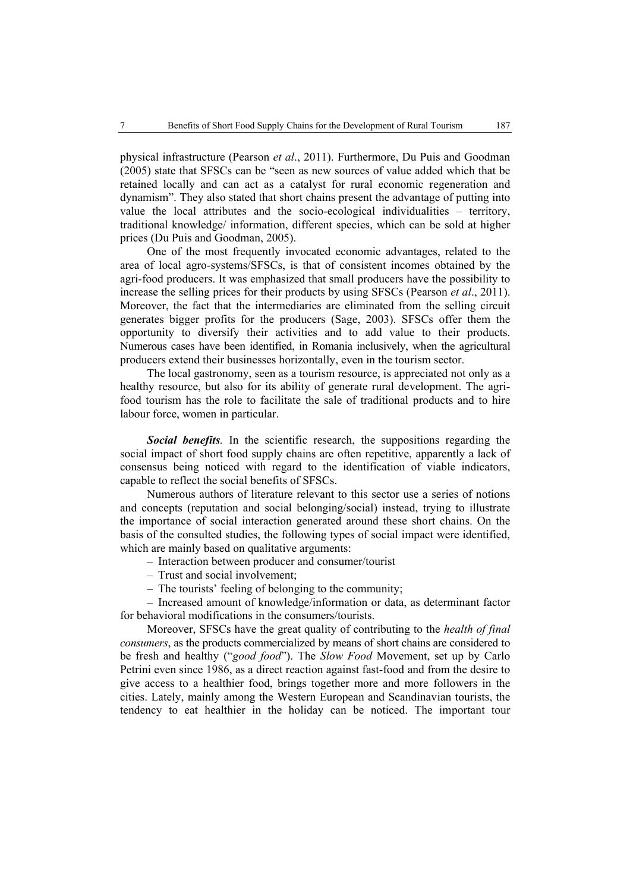physical infrastructure (Pearson *et al*., 2011). Furthermore, Du Puis and Goodman (2005) state that SFSCs can be "seen as new sources of value added which that be retained locally and can act as a catalyst for rural economic regeneration and dynamism". They also stated that short chains present the advantage of putting into value the local attributes and the socio-ecological individualities – territory, traditional knowledge/ information, different species, which can be sold at higher prices (Du Puis and Goodman, 2005).

One of the most frequently invocated economic advantages, related to the area of local agro-systems/SFSCs, is that of consistent incomes obtained by the agri-food producers. It was emphasized that small producers have the possibility to increase the selling prices for their products by using SFSCs (Pearson *et al*., 2011). Moreover, the fact that the intermediaries are eliminated from the selling circuit generates bigger profits for the producers (Sage, 2003). SFSCs offer them the opportunity to diversify their activities and to add value to their products. Numerous cases have been identified, in Romania inclusively, when the agricultural producers extend their businesses horizontally, even in the tourism sector.

The local gastronomy, seen as a tourism resource, is appreciated not only as a healthy resource, but also for its ability of generate rural development. The agri-food tourism has the role to facilitate the sale of traditional products and to hire labour force, women in particular.

***Social benefits***. In the scientific research, the suppositions regarding the social impact of short food supply chains are often repetitive, apparently a lack of consensus being noticed with regard to the identification of viable indicators, capable to reflect the social benefits of SFSCs.

Numerous authors of literature relevant to this sector use a series of notions and concepts (reputation and social belonging/social) instead, trying to illustrate the importance of social interaction generated around these short chains. On the basis of the consulted studies, the following types of social impact were identified, which are mainly based on qualitative arguments:

– Interaction between producer and consumer/tourist

– Trust and social involvement;

– The tourists' feeling of belonging to the community;

– Increased amount of knowledge/information or data, as determinant factor for behavioral modifications in the consumers/tourists.

Moreover, SFSCs have the great quality of contributing to the *health of final consumers*, as the products commercialized by means of short chains are considered to be fresh and healthy ("*good food*"). The *Slow Food* Movement, set up by Carlo Petrini even since 1986, as a direct reaction against fast-food and from the desire to give access to a healthier food, brings together more and more followers in the cities. Lately, mainly among the Western European and Scandinavian tourists, the tendency to eat healthier in the holiday can be noticed. The important tour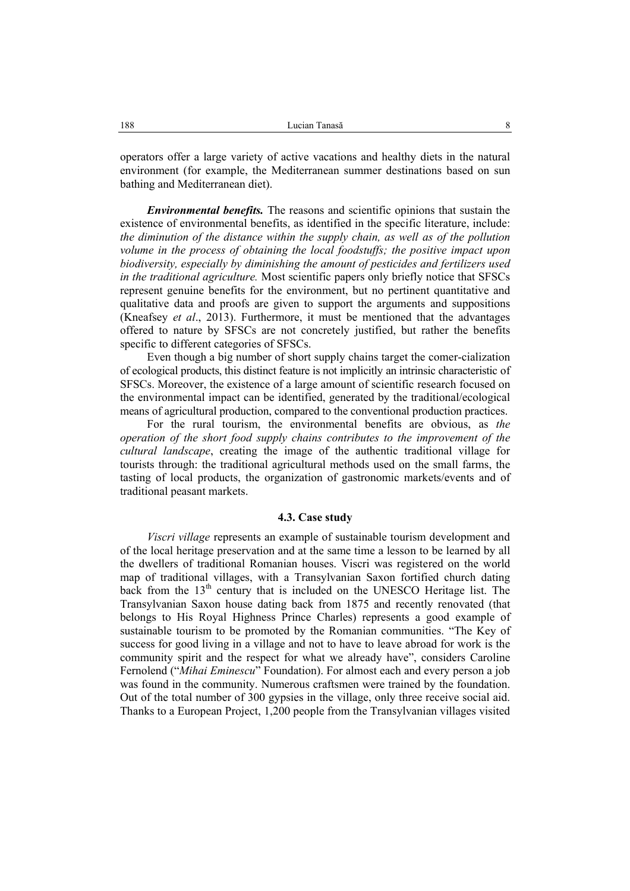operators offer a large variety of active vacations and healthy diets in the natural environment (for example, the Mediterranean summer destinations based on sun bathing and Mediterranean diet).

***Environmental benefits.*** The reasons and scientific opinions that sustain the existence of environmental benefits, as identified in the specific literature, include: *the diminution of the distance within the supply chain, as well as of the pollution volume in the process of obtaining the local foodstuffs; the positive impact upon biodiversity, especially by diminishing the amount of pesticides and fertilizers used in the traditional agriculture.* Most scientific papers only briefly notice that SFSCs represent genuine benefits for the environment, but no pertinent quantitative and qualitative data and proofs are given to support the arguments and suppositions (Kneafsey *et al*., 2013). Furthermore, it must be mentioned that the advantages offered to nature by SFSCs are not concretely justified, but rather the benefits specific to different categories of SFSCs.

Even though a big number of short supply chains target the comer-cialization of ecological products, this distinct feature is not implicitly an intrinsic characteristic of SFSCs. Moreover, the existence of a large amount of scientific research focused on the environmental impact can be identified, generated by the traditional/ecological means of agricultural production, compared to the conventional production practices.

For the rural tourism, the environmental benefits are obvious, as *the operation of the short food supply chains contributes to the improvement of the cultural landscape*, creating the image of the authentic traditional village for tourists through: the traditional agricultural methods used on the small farms, the tasting of local products, the organization of gastronomic markets/events and of traditional peasant markets.

### 4.3. Case study

*Viscri village* represents an example of sustainable tourism development and of the local heritage preservation and at the same time a lesson to be learned by all the dwellers of traditional Romanian houses. Viscri was registered on the world map of traditional villages, with a Transylvanian Saxon fortified church dating back from the 13th century that is included on the UNESCO Heritage list. The Transylvanian Saxon house dating back from 1875 and recently renovated (that belongs to His Royal Highness Prince Charles) represents a good example of sustainable tourism to be promoted by the Romanian communities. "The Key of success for good living in a village and not to have to leave abroad for work is the community spirit and the respect for what we already have", considers Caroline Fernolend ("*Mihai Eminescu*" Foundation). For almost each and every person a job was found in the community. Numerous craftsmen were trained by the foundation. Out of the total number of 300 gypsies in the village, only three receive social aid. Thanks to a European Project, 1,200 people from the Transylvanian villages visited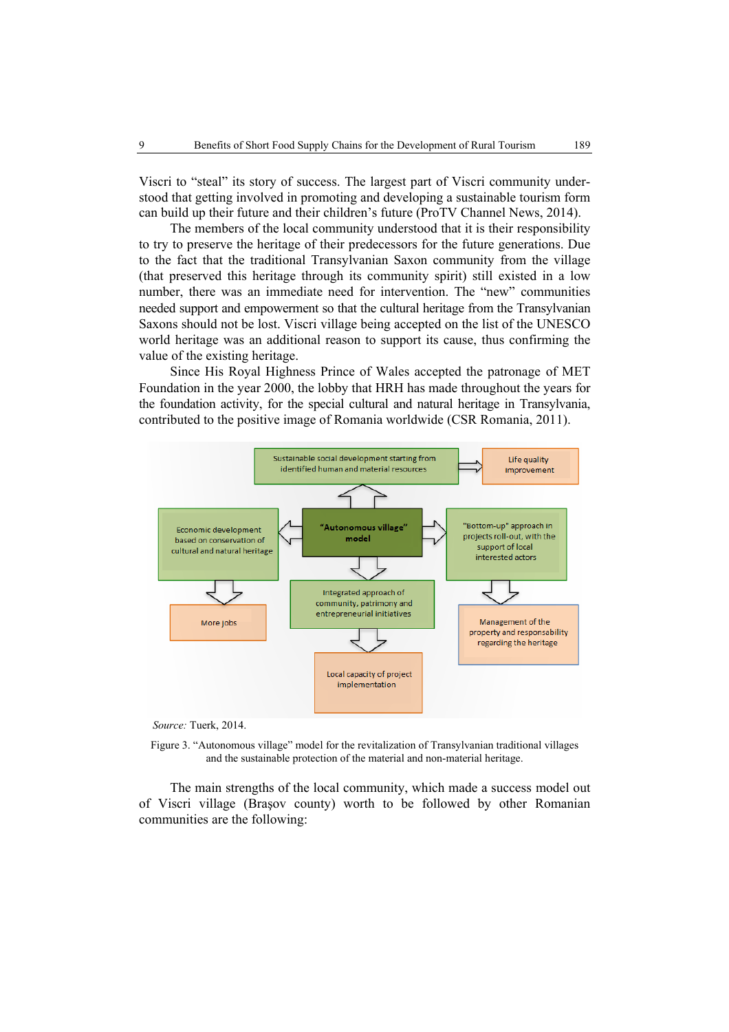Viscri to "steal" its story of success. The largest part of Viscri community understood that getting involved in promoting and developing a sustainable tourism form can build up their future and their children's future (ProTV Channel News, 2014).

The members of the local community understood that it is their responsibility to try to preserve the heritage of their predecessors for the future generations. Due to the fact that the traditional Transylvanian Saxon community from the village (that preserved this heritage through its community spirit) still existed in a low number, there was an immediate need for intervention. The "new" communities needed support and empowerment so that the cultural heritage from the Transylvanian Saxons should not be lost. Viscri village being accepted on the list of the UNESCO world heritage was an additional reason to support its cause, thus confirming the value of the existing heritage.

Since His Royal Highness Prince of Wales accepted the patronage of MET Foundation in the year 2000, the lobby that HRH has made throughout the years for the foundation activity, for the special cultural and natural heritage in Transylvania, contributed to the positive image of Romania worldwide (CSR Romania, 2011).

Sustainable social development starting from identified human and material resources → Life quality improvement

"Autonomous village" model

Economic development based on conservation of cultural and natural heritage → More jobs

"Bottom-up" approach in projects roll-out, with the support of local interested actors → Management of the property and responsibility regarding the heritage

Integrated approach of community, patrimony and entrepreneurial initiatives → Local capacity of project implementation

*Source:* Tuerk, 2014.

Figure 3. "Autonomous village" model for the revitalization of Transylvanian traditional villages and the sustainable protection of the material and non-material heritage.

The main strengths of the local community, which made a success model out of Viscri village (Brașov county) worth to be followed by other Romanian communities are the following: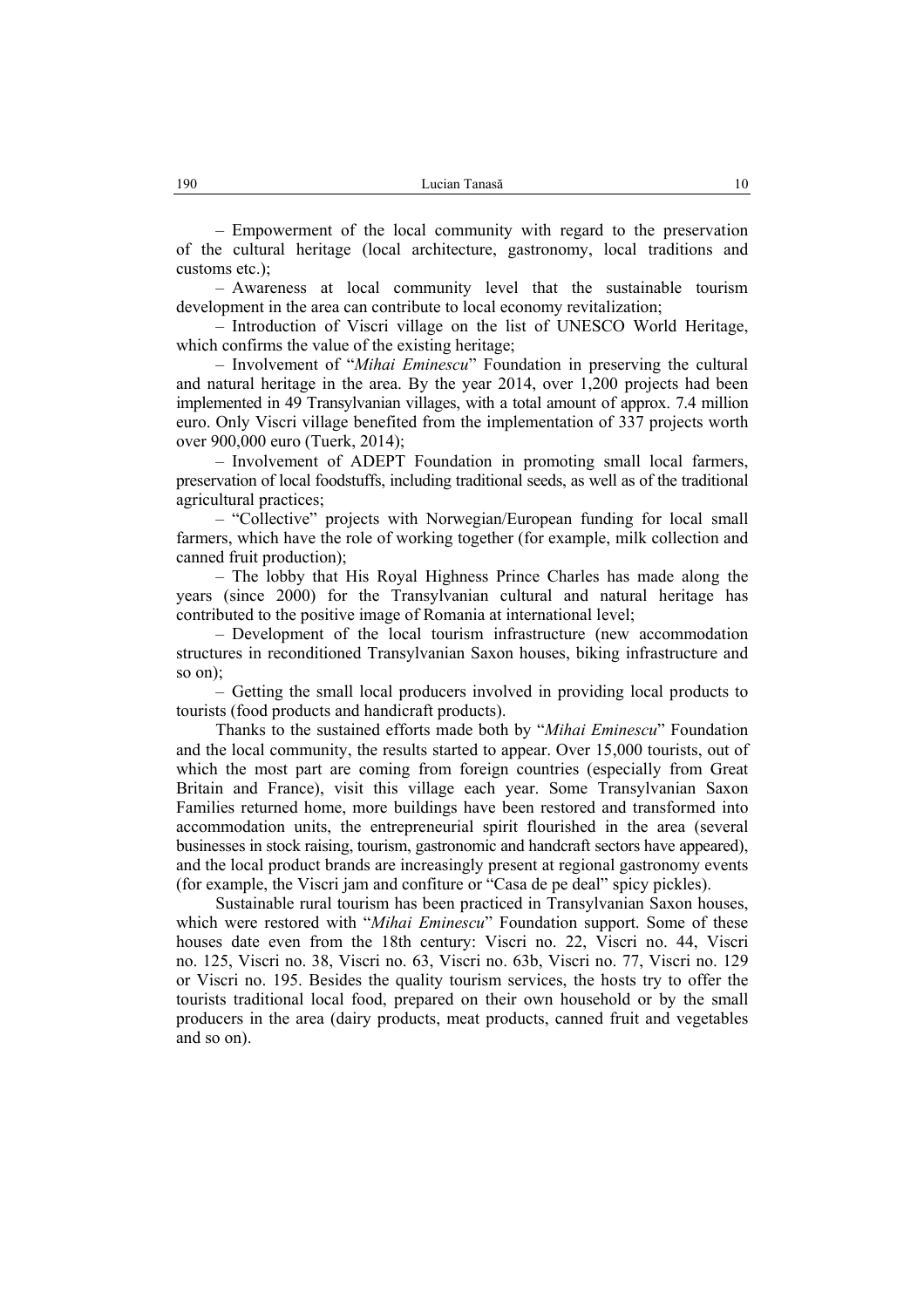– Empowerment of the local community with regard to the preservation of the cultural heritage (local architecture, gastronomy, local traditions and customs etc.);

– Awareness at local community level that the sustainable tourism development in the area can contribute to local economy revitalization;

– Introduction of Viscri village on the list of UNESCO World Heritage, which confirms the value of the existing heritage;

– Involvement of "*Mihai Eminescu*" Foundation in preserving the cultural and natural heritage in the area. By the year 2014, over 1,200 projects had been implemented in 49 Transylvanian villages, with a total amount of approx. 7.4 million euro. Only Viscri village benefited from the implementation of 337 projects worth over 900,000 euro (Tuerk, 2014);

– Involvement of ADEPT Foundation in promoting small local farmers, preservation of local foodstuffs, including traditional seeds, as well as of the traditional agricultural practices;

– "Collective" projects with Norwegian/European funding for local small farmers, which have the role of working together (for example, milk collection and canned fruit production);

– The lobby that His Royal Highness Prince Charles has made along the years (since 2000) for the Transylvanian cultural and natural heritage has contributed to the positive image of Romania at international level;

– Development of the local tourism infrastructure (new accommodation structures in reconditioned Transylvanian Saxon houses, biking infrastructure and so on);

– Getting the small local producers involved in providing local products to tourists (food products and handicraft products).

Thanks to the sustained efforts made both by "*Mihai Eminescu*" Foundation and the local community, the results started to appear. Over 15,000 tourists, out of which the most part are coming from foreign countries (especially from Great Britain and France), visit this village each year. Some Transylvanian Saxon Families returned home, more buildings have been restored and transformed into accommodation units, the entrepreneurial spirit flourished in the area (several businesses in stock raising, tourism, gastronomic and handcraft sectors have appeared), and the local product brands are increasingly present at regional gastronomy events (for example, the Viscri jam and confiture or "Casa de pe deal" spicy pickles).

Sustainable rural tourism has been practiced in Transylvanian Saxon houses, which were restored with "*Mihai Eminescu*" Foundation support. Some of these houses date even from the 18th century: Viscri no. 22, Viscri no. 44, Viscri no. 125, Viscri no. 38, Viscri no. 63, Viscri no. 63b, Viscri no. 77, Viscri no. 129 or Viscri no. 195. Besides the quality tourism services, the hosts try to offer the tourists traditional local food, prepared on their own household or by the small producers in the area (dairy products, meat products, canned fruit and vegetables and so on).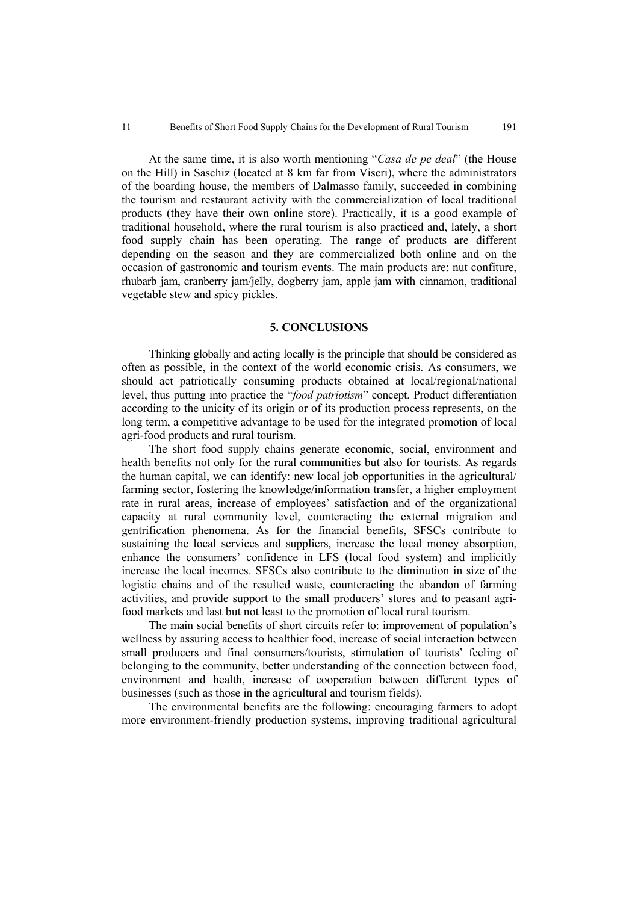At the same time, it is also worth mentioning "*Casa de pe deal*" (the House on the Hill) in Saschiz (located at 8 km far from Viscri), where the administrators of the boarding house, the members of Dalmasso family, succeeded in combining the tourism and restaurant activity with the commercialization of local traditional products (they have their own online store). Practically, it is a good example of traditional household, where the rural tourism is also practiced and, lately, a short food supply chain has been operating. The range of products are different depending on the season and they are commercialized both online and on the occasion of gastronomic and tourism events. The main products are: nut confiture, rhubarb jam, cranberry jam/jelly, dogberry jam, apple jam with cinnamon, traditional vegetable stew and spicy pickles.

## 5. CONCLUSIONS

Thinking globally and acting locally is the principle that should be considered as often as possible, in the context of the world economic crisis. As consumers, we should act patriotically consuming products obtained at local/regional/national level, thus putting into practice the "*food patriotism*" concept. Product differentiation according to the unicity of its origin or of its production process represents, on the long term, a competitive advantage to be used for the integrated promotion of local agri-food products and rural tourism.

The short food supply chains generate economic, social, environment and health benefits not only for the rural communities but also for tourists. As regards the human capital, we can identify: new local job opportunities in the agricultural/ farming sector, fostering the knowledge/information transfer, a higher employment rate in rural areas, increase of employees' satisfaction and of the organizational capacity at rural community level, counteracting the external migration and gentrification phenomena. As for the financial benefits, SFSCs contribute to sustaining the local services and suppliers, increase the local money absorption, enhance the consumers' confidence in LFS (local food system) and implicitly increase the local incomes. SFSCs also contribute to the diminution in size of the logistic chains and of the resulted waste, counteracting the abandon of farming activities, and provide support to the small producers' stores and to peasant agri-food markets and last but not least to the promotion of local rural tourism.

The main social benefits of short circuits refer to: improvement of population's wellness by assuring access to healthier food, increase of social interaction between small producers and final consumers/tourists, stimulation of tourists' feeling of belonging to the community, better understanding of the connection between food, environment and health, increase of cooperation between different types of businesses (such as those in the agricultural and tourism fields).

The environmental benefits are the following: encouraging farmers to adopt more environment-friendly production systems, improving traditional agricultural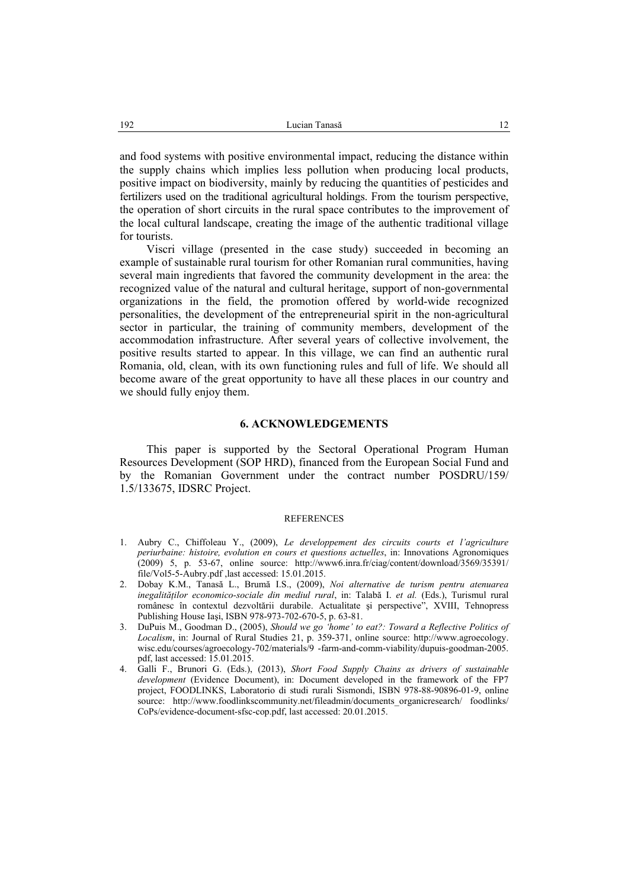and food systems with positive environmental impact, reducing the distance within the supply chains which implies less pollution when producing local products, positive impact on biodiversity, mainly by reducing the quantities of pesticides and fertilizers used on the traditional agricultural holdings. From the tourism perspective, the operation of short circuits in the rural space contributes to the improvement of the local cultural landscape, creating the image of the authentic traditional village for tourists.

Viscri village (presented in the case study) succeeded in becoming an example of sustainable rural tourism for other Romanian rural communities, having several main ingredients that favored the community development in the area: the recognized value of the natural and cultural heritage, support of non-governmental organizations in the field, the promotion offered by world-wide recognized personalities, the development of the entrepreneurial spirit in the non-agricultural sector in particular, the training of community members, development of the accommodation infrastructure. After several years of collective involvement, the positive results started to appear. In this village, we can find an authentic rural Romania, old, clean, with its own functioning rules and full of life. We should all become aware of the great opportunity to have all these places in our country and we should fully enjoy them.

## 6. ACKNOWLEDGEMENTS

This paper is supported by the Sectoral Operational Program Human Resources Development (SOP HRD), financed from the European Social Fund and by the Romanian Government under the contract number POSDRU/159/ 1.5/133675, IDSRC Project.

### REFERENCES

1. Aubry C., Chiffoleau Y., (2009), *Le developpement des circuits courts et l'agriculture periurbaine: histoire, evolution en cours et questions actuelles*, in: Innovations Agronomiques (2009) 5, p. 53-67, online source: http://www6.inra.fr/ciag/content/download/3569/35391/ file/Vol5-5-Aubry.pdf ,last accessed: 15.01.2015.
2. Dobay K.M., Tanasă L., Brumă I.S., (2009), *Noi alternative de turism pentru atenuarea inegalităților economico-sociale din mediul rural*, in: Talabă I. *et al.* (Eds.), Turismul rural românesc în contextul dezvoltării durabile. Actualitate şi perspective", XVIII, Tehnopress Publishing House Iaşi, ISBN 978-973-702-670-5, p. 63-81.
3. DuPuis M., Goodman D., (2005), *Should we go 'home' to eat?: Toward a Reflective Politics of Localism*, in: Journal of Rural Studies 21, p. 359-371, online source: http://www.agroecology. wisc.edu/courses/agroecology-702/materials/9 -farm-and-comm-viability/dupuis-goodman-2005. pdf, last accessed: 15.01.2015.
4. Galli F., Brunori G. (Eds.), (2013), *Short Food Supply Chains as drivers of sustainable development* (Evidence Document), in: Document developed in the framework of the FP7 project, FOODLINKS, Laboratorio di studi rurali Sismondi, ISBN 978-88-90896-01-9, online source: http://www.foodlinkscommunity.net/fileadmin/documents_organicresearch/ foodlinks/ CoPs/evidence-document-sfsc-cop.pdf, last accessed: 20.01.2015.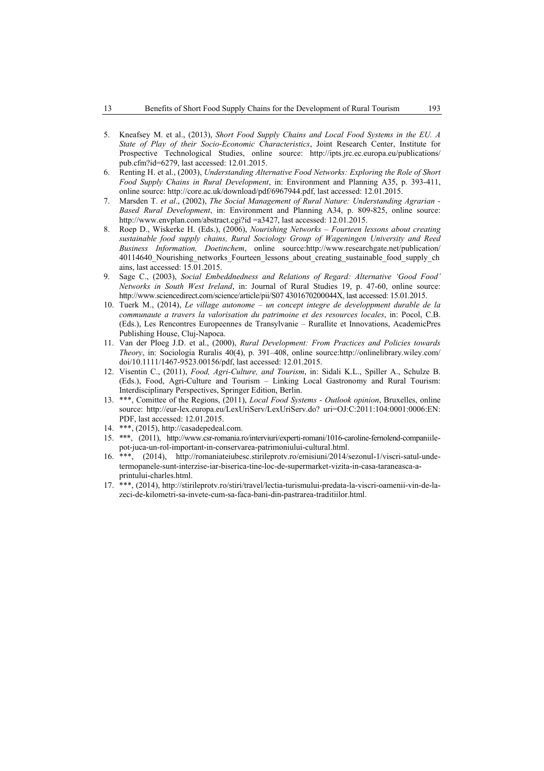5. Kneafsey M. et al., (2013), *Short Food Supply Chains and Local Food Systems in the EU. A State of Play of their Socio-Economic Characteristics*, Joint Research Center, Institute for Prospective Technological Studies, online source: http://ipts.jrc.ec.europa.eu/publications/pub.cfm?id=6279, last accessed: 12.01.2015.
6. Renting H. et al., (2003), *Understanding Alternative Food Networks: Exploring the Role of Short Food Supply Chains in Rural Development*, in: Environment and Planning A35, p. 393-411, online source: http://core.ac.uk/download/pdf/6967944.pdf, last accessed: 12.01.2015.
7. Marsden T. *et al*., (2002), *The Social Management of Rural Nature: Understanding Agrarian - Based Rural Development*, in: Environment and Planning A34, p. 809-825, online source: http://www.envplan.com/abstract.cgi?id =a3427, last accessed: 12.01.2015.
8. Roep D., Wiskerke H. (Eds.), (2006), *Nourishing Networks – Fourteen lessons about creating sustainable food supply chains, Rural Sociology Group of Wageningen University and Reed Business Information, Doetinchem*, online source:http://www.researchgate.net/publication/40114640_Nourishing_networks_Fourteen_lessons_about_creating_sustainable_food_supply_chains, last accessed: 15.01.2015.
9. Sage C., (2003), *Social Embeddnedness and Relations of Regard: Alternative 'Good Food' Networks in South West Ireland*, in: Journal of Rural Studies 19, p. 47-60, online source: http://www.sciencedirect.com/science/article/pii/S07 4301670200044X, last accessed: 15.01.2015.
10. Tuerk M., (2014), *Le village autonome – un concept integre de developpment durable de la communaute a travers la valorisation du patrimoine et des resources locales*, in: Pocol, C.B. (Eds.), Les Rencontres Europeenes de Transylvanie – Rurallite et Innovations, AcademicPres Publishing House, Cluj-Napoca.
11. Van der Ploeg J.D. et al., (2000), *Rural Development: From Practices and Policies towards Theory*, in: Sociologia Ruralis 40(4), p. 391–408, online source:http://onlinelibrary.wiley.com/doi/10.1111/1467-9523.00156/pdf, last accessed: 12.01.2015.
12. Visentin C., (2011), *Food, Agri-Culture, and Tourism*, in: Sidali K.L., Spiller A., Schulze B. (Eds.), Food, Agri-Culture and Tourism – Linking Local Gastronomy and Rural Tourism: Interdisciplinary Perspectives, Springer Edition, Berlin.
13. ***, Comittee of the Regions, (2011), *Local Food Systems - Outlook opinion*, Bruxelles, online source: http://eur-lex.europa.eu/LexUriServ/LexUriServ.do? uri=OJ:C:2011:104:0001:0006:EN:PDF, last accessed: 12.01.2015.
14. ***, (2015), http://casadepedeal.com.
15. ***, (2011), http://www.csr-romania.ro/interviuri/experti-romani/1016-caroline-fernolend-companiile-pot-juca-un-rol-important-in-conservarea-patrimoniului-cultural.html.
16. ***, (2014), http://romaniateiubesc.stirileprotv.ro/emisiuni/2014/sezonul-1/viscri-satul-unde-termopanele-sunt-interzise-iar-biserica-tine-loc-de-supermarket-vizita-in-casa-taraneasca-a-printului-charles.html.
17. ***, (2014), http://stirileprotv.ro/stiri/travel/lectia-turismului-predata-la-viscri-oamenii-vin-de-la-zeci-de-kilometri-sa-invete-cum-sa-faca-bani-din-pastrarea-traditiilor.html.